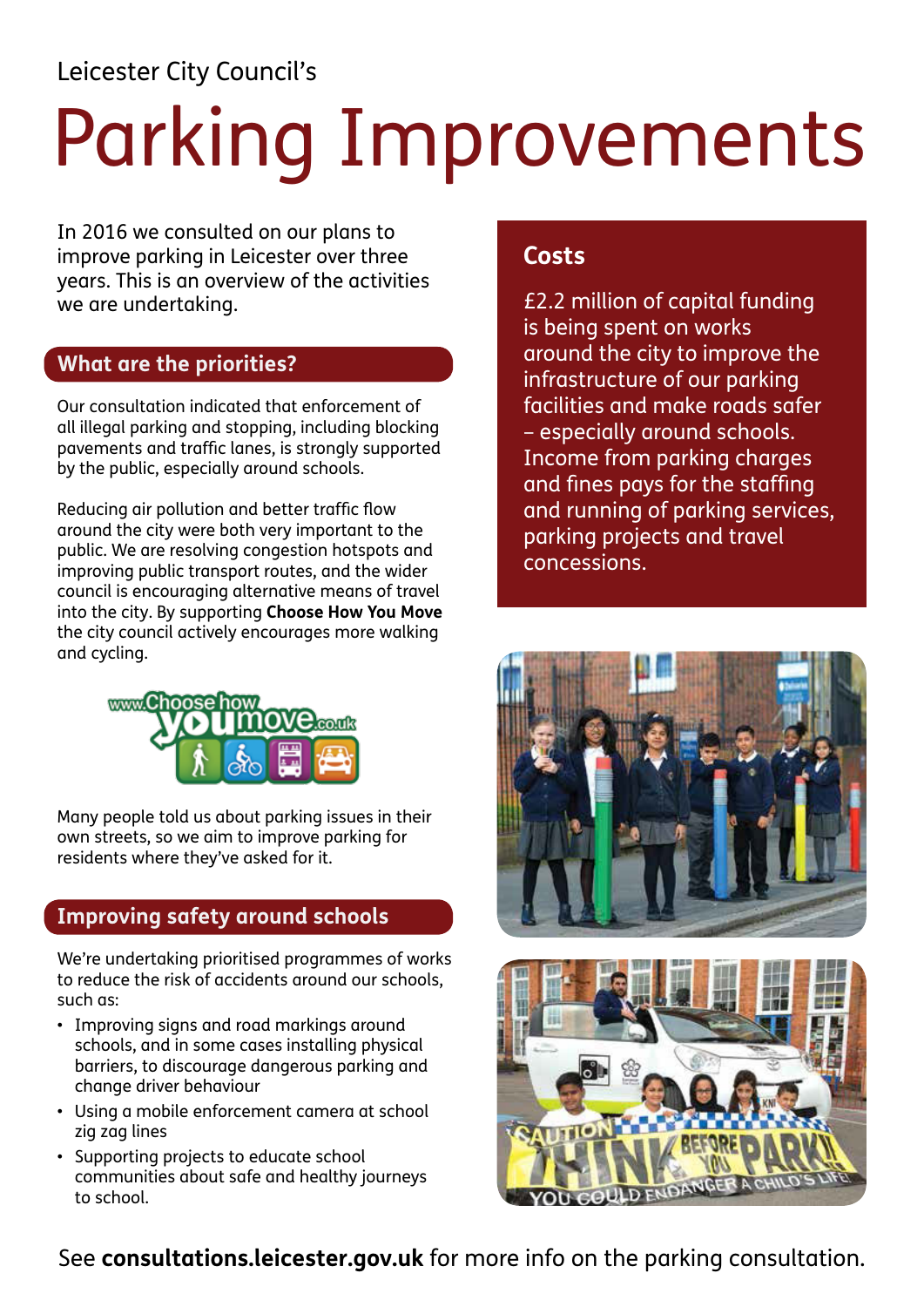Leicester City Council's

# Parking Improvements

In 2016 we consulted on our plans to improve parking in Leicester over three years. This is an overview of the activities we are undertaking.

## What are the priorities?

Our consultation indicated that enforcement of all illegal parking and stopping, including blocking pavements and traffic lanes, is strongly supported by the public, especially around schools.

Reducing air pollution and better traffic flow around the city were both very important to the public. We are resolving congestion hotspots and improving public transport routes, and the wider council is encouraging alternative means of travel into the city. By supporting **Choose How You Move** the city council actively encourages more walking and cycling.

Many people told us about parking issues in their own streets, so we aim to improve parking for residents where they've asked for it.

## Improving safety around schools

We're undertaking prioritised programmes of works to reduce the risk of accidents around our schools, such as:

- Improving signs and road markings around schools, and in some cases installing physical barriers, to discourage dangerous parking and change driver behaviour
- Using a mobile enforcement camera at school zig zag lines
- Supporting projects to educate school communities about safe and healthy journeys to school.

## Costs

£2.2 million of capital funding is being spent on works around the city to improve the infrastructure of our parking facilities and make roads safer – especially around schools. Income from parking charges and fines pays for the staffing and running of parking services, parking projects and travel concessions.

See **consultations.leicester.gov.uk** for more info on the parking consultation.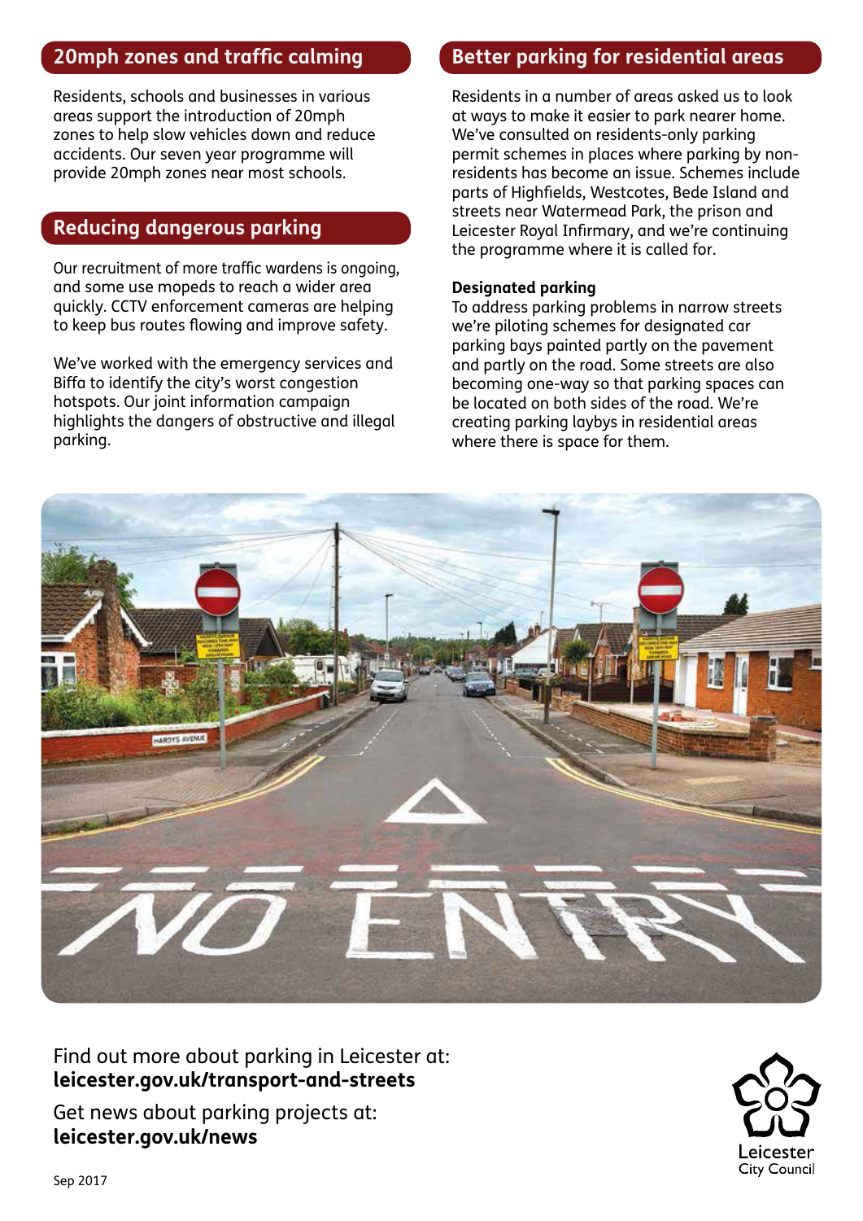## 20mph zones and traffic calming

Residents, schools and businesses in various areas support the introduction of 20mph zones to help slow vehicles down and reduce accidents. Our seven year programme will provide 20mph zones near most schools.

## Reducing dangerous parking

Our recruitment of more traffic wardens is ongoing, and some use mopeds to reach a wider area quickly. CCTV enforcement cameras are helping to keep bus routes flowing and improve safety.

We've worked with the emergency services and Biffa to identify the city's worst congestion hotspots. Our joint information campaign highlights the dangers of obstructive and illegal parking.

## Better parking for residential areas

Residents in a number of areas asked us to look at ways to make it easier to park nearer home. We've consulted on residents-only parking permit schemes in places where parking by non-residents has become an issue. Schemes include parts of Highfields, Westcotes, Bede Island and streets near Watermead Park, the prison and Leicester Royal Infirmary, and we're continuing the programme where it is called for.

**Designated parking**

To address parking problems in narrow streets we're piloting schemes for designated car parking bays painted partly on the pavement and partly on the road. Some streets are also becoming one-way so that parking spaces can be located on both sides of the road. We're creating parking laybys in residential areas where there is space for them.

Find out more about parking in Leicester at:
**leicester.gov.uk/transport-and-streets**

Get news about parking projects at:
**leicester.gov.uk/news**

Leicester City Council

Sep 2017